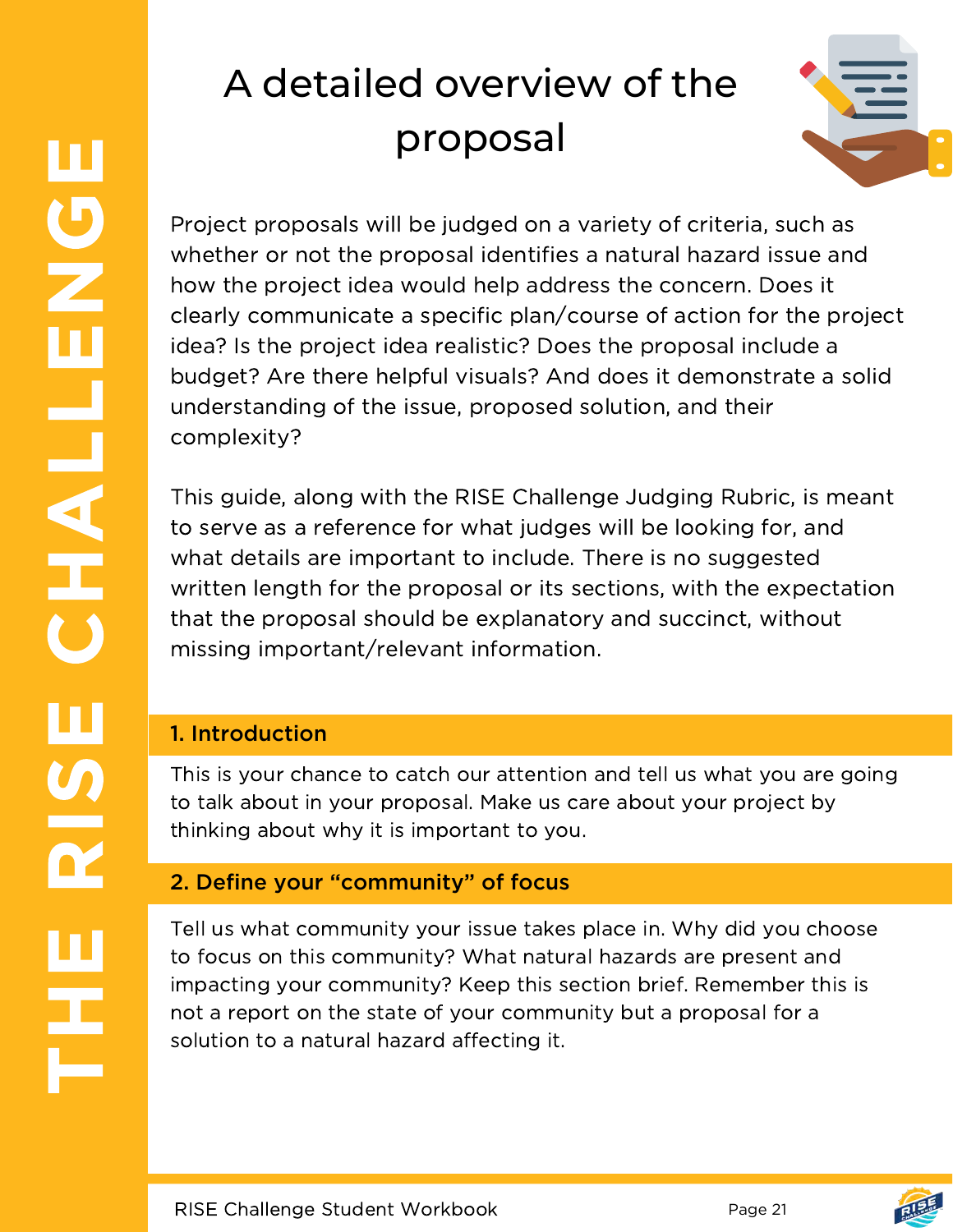# A detailed overview of the proposal

Project proposals will be judged on a variety of criteria, such as whether or not the proposal identifies a natural hazard issue and how the project idea would help address the concern. Does it clearly communicate a specific plan/course of action for the project idea? Is the project idea realistic? Does the proposal include a budget? Are there helpful visuals? And does it demonstrate a solid understanding of the issue, proposed solution, and their complexity?

This guide, along with the RISE Challenge Judging Rubric, is meant to serve as a reference for what judges will be looking for, and what details are important to include. There is no suggested written length for the proposal or its sections, with the expectation that the proposal should be explanatory and succinct, without missing important/relevant information.

## 1. Introduction

This is your chance to catch our attention and tell us what you are going to talk about in your proposal. Make us care about your project by thinking about why it is important to you.

## 2. Define your “community” of focus

Tell us what community your issue takes place in. Why did you choose to focus on this community? What natural hazards are present and impacting your community? Keep this section brief. Remember this is not a report on the state of your community but a proposal for a solution to a natural hazard affecting it.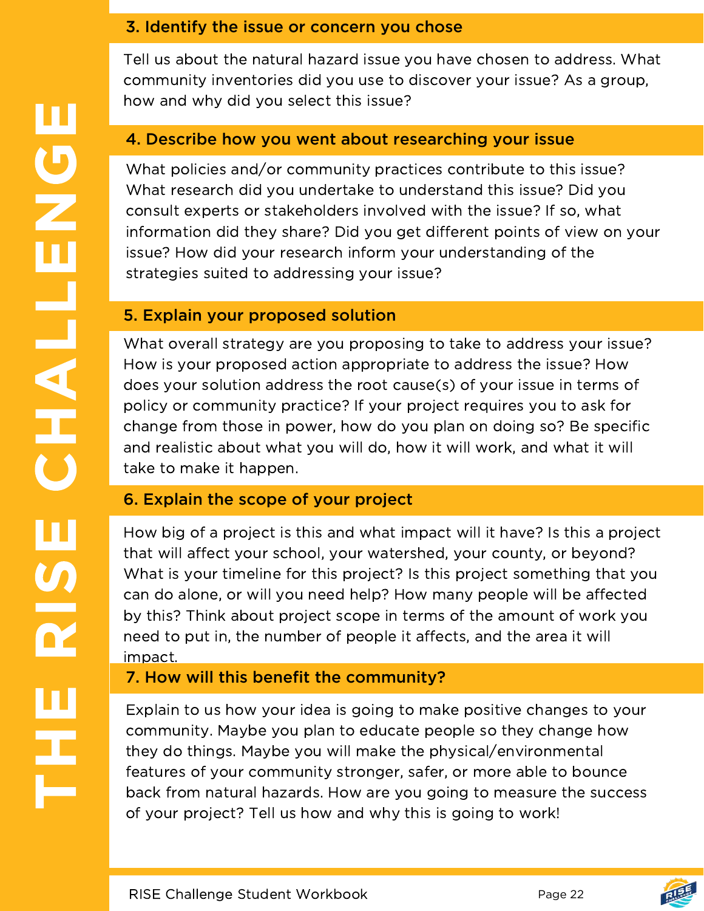## 3. Identify the issue or concern you chose

Tell us about the natural hazard issue you have chosen to address. What community inventories did you use to discover your issue? As a group, how and why did you select this issue?

## 4. Describe how you went about researching your issue

What policies and/or community practices contribute to this issue? What research did you undertake to understand this issue? Did you consult experts or stakeholders involved with the issue? If so, what information did they share? Did you get different points of view on your issue? How did your research inform your understanding of the strategies suited to addressing your issue?

## 5. Explain your proposed solution

What overall strategy are you proposing to take to address your issue? How is your proposed action appropriate to address the issue? How does your solution address the root cause(s) of your issue in terms of policy or community practice? If your project requires you to ask for change from those in power, how do you plan on doing so? Be specific and realistic about what you will do, how it will work, and what it will take to make it happen.

## 6. Explain the scope of your project

How big of a project is this and what impact will it have? Is this a project that will affect your school, your watershed, your county, or beyond? What is your timeline for this project? Is this project something that you can do alone, or will you need help? How many people will be affected by this? Think about project scope in terms of the amount of work you need to put in, the number of people it affects, and the area it will impact.

## 7. How will this benefit the community?

Explain to us how your idea is going to make positive changes to your community. Maybe you plan to educate people so they change how they do things. Maybe you will make the physical/environmental features of your community stronger, safer, or more able to bounce back from natural hazards. How are you going to measure the success of your project? Tell us how and why this is going to work!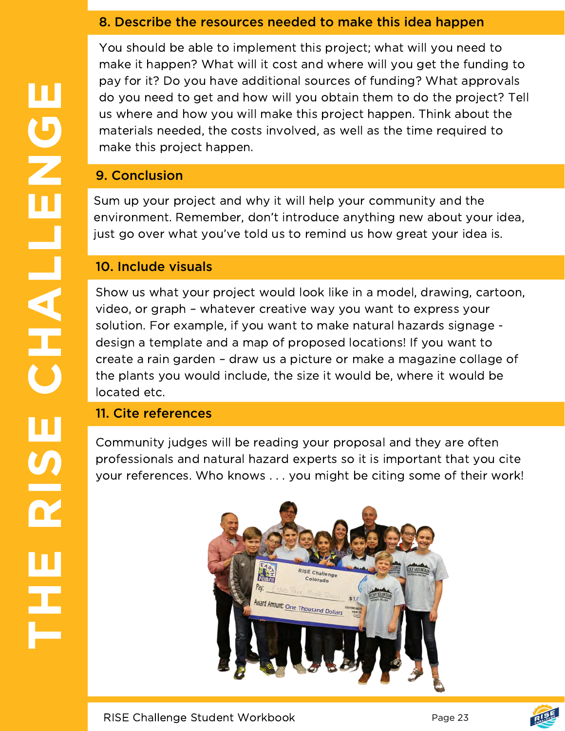## 8. Describe the resources needed to make this idea happen

You should be able to implement this project; what will you need to make it happen? What will it cost and where will you get the funding to pay for it? Do you have additional sources of funding? What approvals do you need to get and how will you obtain them to do the project? Tell us where and how you will make this project happen. Think about the materials needed, the costs involved, as well as the time required to make this project happen.

## 9. Conclusion

Sum up your project and why it will help your community and the environment. Remember, don't introduce anything new about your idea, just go over what you've told us to remind us how great your idea is.

## 10. Include visuals

Show us what your project would look like in a model, drawing, cartoon, video, or graph – whatever creative way you want to express your solution. For example, if you want to make natural hazards signage - design a template and a map of proposed locations! If you want to create a rain garden – draw us a picture or make a magazine collage of the plants you would include, the size it would be, where it would be located etc.

## 11. Cite references

Community judges will be reading your proposal and they are often professionals and natural hazard experts so it is important that you cite your references. Who knows . . . you might be citing some of their work!